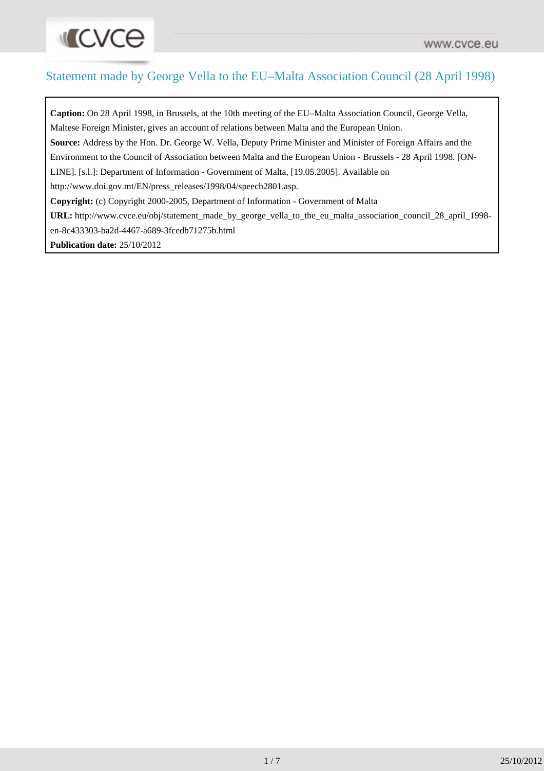# Statement made by George Vella to the EU–Malta Association Council (28 April 1998)

**Caption:** On 28 April 1998, in Brussels, at the 10th meeting of the EU–Malta Association Council, George Vella, Maltese Foreign Minister, gives an account of relations between Malta and the European Union.

**Source:** Address by the Hon. Dr. George W. Vella, Deputy Prime Minister and Minister of Foreign Affairs and the Environment to the Council of Association between Malta and the European Union - Brussels - 28 April 1998. [ON-LINE]. [s.l.]: Department of Information - Government of Malta, [19.05.2005]. Available on http://www.doi.gov.mt/EN/press_releases/1998/04/speech2801.asp.

**Copyright:** (c) Copyright 2000-2005, Department of Information - Government of Malta

**URL:** http://www.cvce.eu/obj/statement_made_by_george_vella_to_the_eu_malta_association_council_28_april_1998-en-8c433303-ba2d-4467-a689-3fcedb71275b.html

**Publication date:** 25/10/2012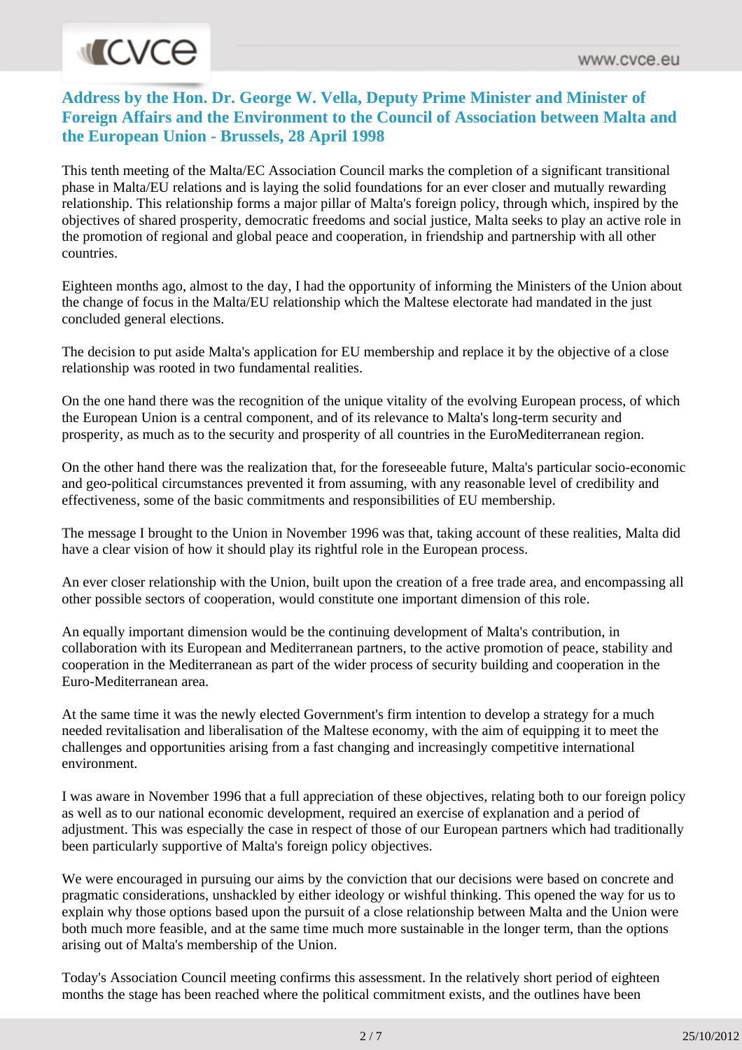## Address by the Hon. Dr. George W. Vella, Deputy Prime Minister and Minister of Foreign Affairs and the Environment to the Council of Association between Malta and the European Union - Brussels, 28 April 1998

This tenth meeting of the Malta/EC Association Council marks the completion of a significant transitional phase in Malta/EU relations and is laying the solid foundations for an ever closer and mutually rewarding relationship. This relationship forms a major pillar of Malta's foreign policy, through which, inspired by the objectives of shared prosperity, democratic freedoms and social justice, Malta seeks to play an active role in the promotion of regional and global peace and cooperation, in friendship and partnership with all other countries.

Eighteen months ago, almost to the day, I had the opportunity of informing the Ministers of the Union about the change of focus in the Malta/EU relationship which the Maltese electorate had mandated in the just concluded general elections.

The decision to put aside Malta's application for EU membership and replace it by the objective of a close relationship was rooted in two fundamental realities.

On the one hand there was the recognition of the unique vitality of the evolving European process, of which the European Union is a central component, and of its relevance to Malta's long-term security and prosperity, as much as to the security and prosperity of all countries in the EuroMediterranean region.

On the other hand there was the realization that, for the foreseeable future, Malta's particular socio-economic and geo-political circumstances prevented it from assuming, with any reasonable level of credibility and effectiveness, some of the basic commitments and responsibilities of EU membership.

The message I brought to the Union in November 1996 was that, taking account of these realities, Malta did have a clear vision of how it should play its rightful role in the European process.

An ever closer relationship with the Union, built upon the creation of a free trade area, and encompassing all other possible sectors of cooperation, would constitute one important dimension of this role.

An equally important dimension would be the continuing development of Malta's contribution, in collaboration with its European and Mediterranean partners, to the active promotion of peace, stability and cooperation in the Mediterranean as part of the wider process of security building and cooperation in the Euro-Mediterranean area.

At the same time it was the newly elected Government's firm intention to develop a strategy for a much needed revitalisation and liberalisation of the Maltese economy, with the aim of equipping it to meet the challenges and opportunities arising from a fast changing and increasingly competitive international environment.

I was aware in November 1996 that a full appreciation of these objectives, relating both to our foreign policy as well as to our national economic development, required an exercise of explanation and a period of adjustment. This was especially the case in respect of those of our European partners which had traditionally been particularly supportive of Malta's foreign policy objectives.

We were encouraged in pursuing our aims by the conviction that our decisions were based on concrete and pragmatic considerations, unshackled by either ideology or wishful thinking. This opened the way for us to explain why those options based upon the pursuit of a close relationship between Malta and the Union were both much more feasible, and at the same time much more sustainable in the longer term, than the options arising out of Malta's membership of the Union.

Today's Association Council meeting confirms this assessment. In the relatively short period of eighteen months the stage has been reached where the political commitment exists, and the outlines have been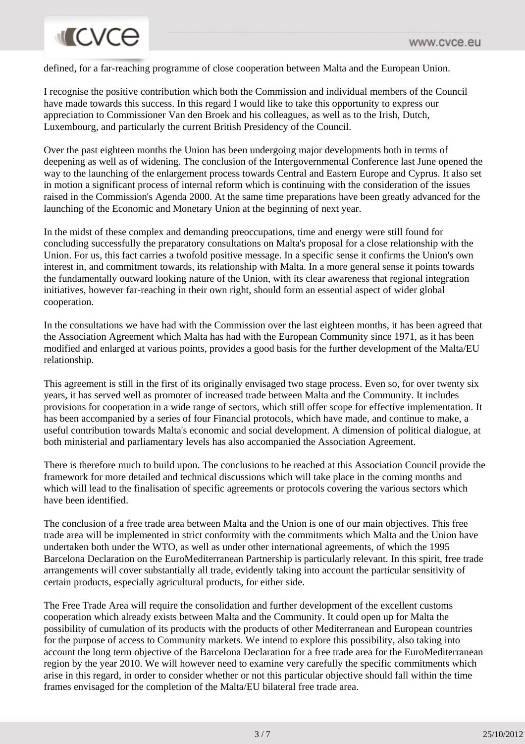defined, for a far-reaching programme of close cooperation between Malta and the European Union.

I recognise the positive contribution which both the Commission and individual members of the Council have made towards this success. In this regard I would like to take this opportunity to express our appreciation to Commissioner Van den Broek and his colleagues, as well as to the Irish, Dutch, Luxembourg, and particularly the current British Presidency of the Council.

Over the past eighteen months the Union has been undergoing major developments both in terms of deepening as well as of widening. The conclusion of the Intergovernmental Conference last June opened the way to the launching of the enlargement process towards Central and Eastern Europe and Cyprus. It also set in motion a significant process of internal reform which is continuing with the consideration of the issues raised in the Commission's Agenda 2000. At the same time preparations have been greatly advanced for the launching of the Economic and Monetary Union at the beginning of next year.

In the midst of these complex and demanding preoccupations, time and energy were still found for concluding successfully the preparatory consultations on Malta's proposal for a close relationship with the Union. For us, this fact carries a twofold positive message. In a specific sense it confirms the Union's own interest in, and commitment towards, its relationship with Malta. In a more general sense it points towards the fundamentally outward looking nature of the Union, with its clear awareness that regional integration initiatives, however far-reaching in their own right, should form an essential aspect of wider global cooperation.

In the consultations we have had with the Commission over the last eighteen months, it has been agreed that the Association Agreement which Malta has had with the European Community since 1971, as it has been modified and enlarged at various points, provides a good basis for the further development of the Malta/EU relationship.

This agreement is still in the first of its originally envisaged two stage process. Even so, for over twenty six years, it has served well as promoter of increased trade between Malta and the Community. It includes provisions for cooperation in a wide range of sectors, which still offer scope for effective implementation. It has been accompanied by a series of four Financial protocols, which have made, and continue to make, a useful contribution towards Malta's economic and social development. A dimension of political dialogue, at both ministerial and parliamentary levels has also accompanied the Association Agreement.

There is therefore much to build upon. The conclusions to be reached at this Association Council provide the framework for more detailed and technical discussions which will take place in the coming months and which will lead to the finalisation of specific agreements or protocols covering the various sectors which have been identified.

The conclusion of a free trade area between Malta and the Union is one of our main objectives. This free trade area will be implemented in strict conformity with the commitments which Malta and the Union have undertaken both under the WTO, as well as under other international agreements, of which the 1995 Barcelona Declaration on the EuroMediterranean Partnership is particularly relevant. In this spirit, free trade arrangements will cover substantially all trade, evidently taking into account the particular sensitivity of certain products, especially agricultural products, for either side.

The Free Trade Area will require the consolidation and further development of the excellent customs cooperation which already exists between Malta and the Community. It could open up for Malta the possibility of cumulation of its products with the products of other Mediterranean and European countries for the purpose of access to Community markets. We intend to explore this possibility, also taking into account the long term objective of the Barcelona Declaration for a free trade area for the EuroMediterranean region by the year 2010. We will however need to examine very carefully the specific commitments which arise in this regard, in order to consider whether or not this particular objective should fall within the time frames envisaged for the completion of the Malta/EU bilateral free trade area.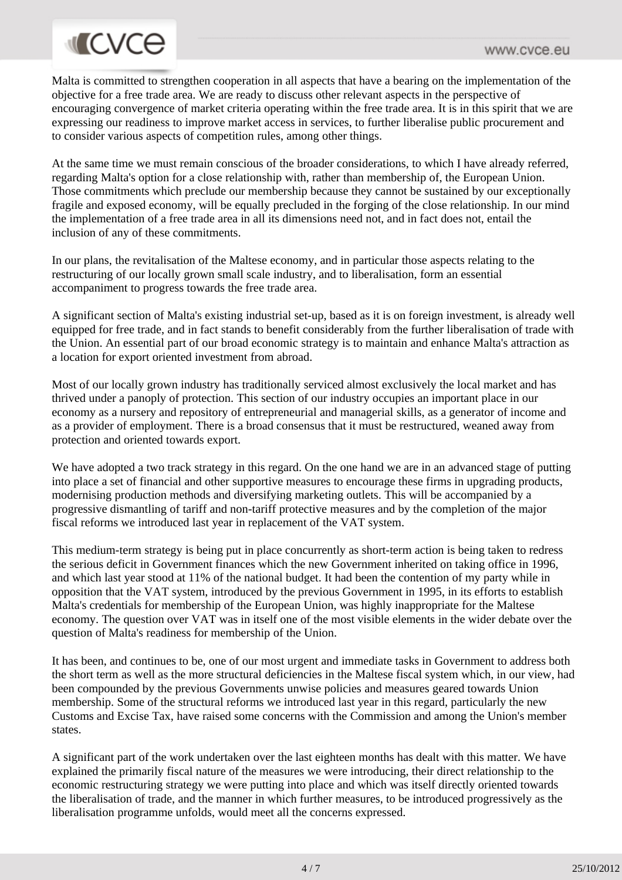Malta is committed to strengthen cooperation in all aspects that have a bearing on the implementation of the objective for a free trade area. We are ready to discuss other relevant aspects in the perspective of encouraging convergence of market criteria operating within the free trade area. It is in this spirit that we are expressing our readiness to improve market access in services, to further liberalise public procurement and to consider various aspects of competition rules, among other things.

At the same time we must remain conscious of the broader considerations, to which I have already referred, regarding Malta's option for a close relationship with, rather than membership of, the European Union. Those commitments which preclude our membership because they cannot be sustained by our exceptionally fragile and exposed economy, will be equally precluded in the forging of the close relationship. In our mind the implementation of a free trade area in all its dimensions need not, and in fact does not, entail the inclusion of any of these commitments.

In our plans, the revitalisation of the Maltese economy, and in particular those aspects relating to the restructuring of our locally grown small scale industry, and to liberalisation, form an essential accompaniment to progress towards the free trade area.

A significant section of Malta's existing industrial set-up, based as it is on foreign investment, is already well equipped for free trade, and in fact stands to benefit considerably from the further liberalisation of trade with the Union. An essential part of our broad economic strategy is to maintain and enhance Malta's attraction as a location for export oriented investment from abroad.

Most of our locally grown industry has traditionally serviced almost exclusively the local market and has thrived under a panoply of protection. This section of our industry occupies an important place in our economy as a nursery and repository of entrepreneurial and managerial skills, as a generator of income and as a provider of employment. There is a broad consensus that it must be restructured, weaned away from protection and oriented towards export.

We have adopted a two track strategy in this regard. On the one hand we are in an advanced stage of putting into place a set of financial and other supportive measures to encourage these firms in upgrading products, modernising production methods and diversifying marketing outlets. This will be accompanied by a progressive dismantling of tariff and non-tariff protective measures and by the completion of the major fiscal reforms we introduced last year in replacement of the VAT system.

This medium-term strategy is being put in place concurrently as short-term action is being taken to redress the serious deficit in Government finances which the new Government inherited on taking office in 1996, and which last year stood at 11% of the national budget. It had been the contention of my party while in opposition that the VAT system, introduced by the previous Government in 1995, in its efforts to establish Malta's credentials for membership of the European Union, was highly inappropriate for the Maltese economy. The question over VAT was in itself one of the most visible elements in the wider debate over the question of Malta's readiness for membership of the Union.

It has been, and continues to be, one of our most urgent and immediate tasks in Government to address both the short term as well as the more structural deficiencies in the Maltese fiscal system which, in our view, had been compounded by the previous Governments unwise policies and measures geared towards Union membership. Some of the structural reforms we introduced last year in this regard, particularly the new Customs and Excise Tax, have raised some concerns with the Commission and among the Union's member states.

A significant part of the work undertaken over the last eighteen months has dealt with this matter. We have explained the primarily fiscal nature of the measures we were introducing, their direct relationship to the economic restructuring strategy we were putting into place and which was itself directly oriented towards the liberalisation of trade, and the manner in which further measures, to be introduced progressively as the liberalisation programme unfolds, would meet all the concerns expressed.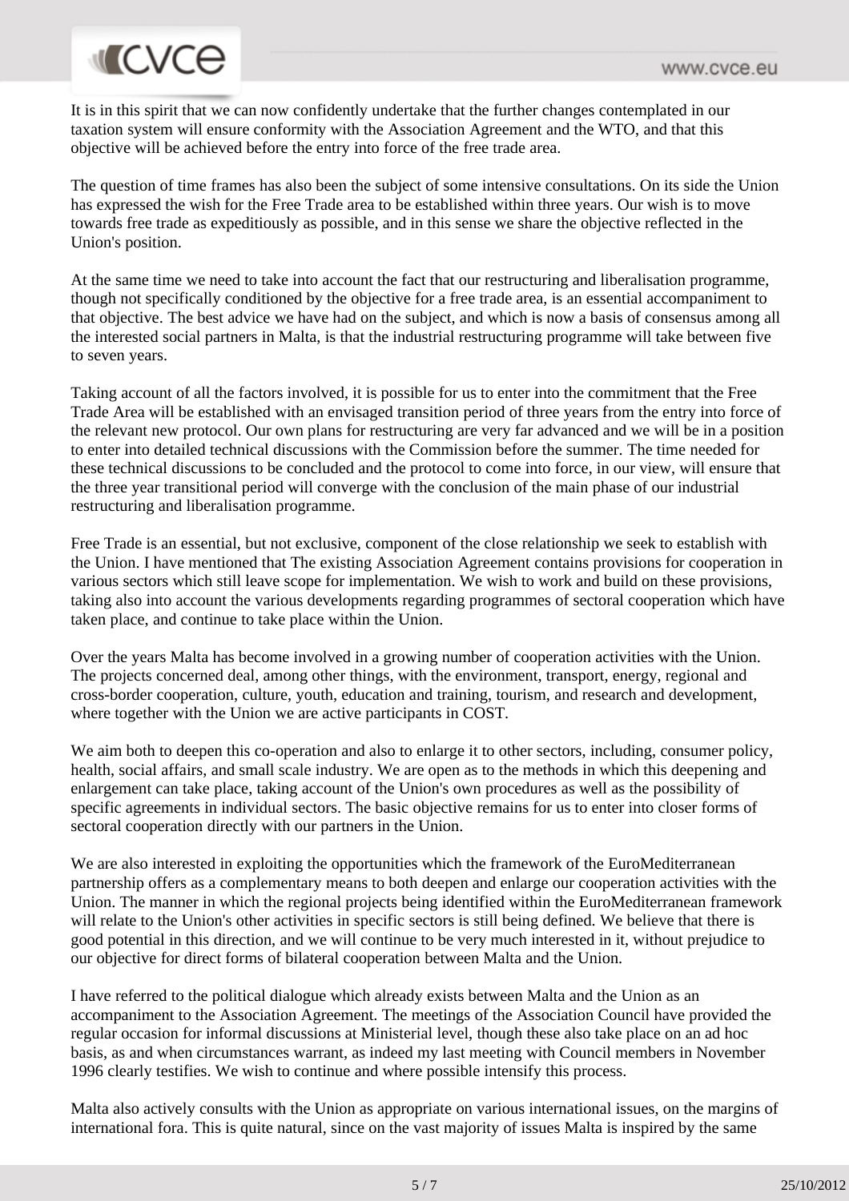It is in this spirit that we can now confidently undertake that the further changes contemplated in our taxation system will ensure conformity with the Association Agreement and the WTO, and that this objective will be achieved before the entry into force of the free trade area.

The question of time frames has also been the subject of some intensive consultations. On its side the Union has expressed the wish for the Free Trade area to be established within three years. Our wish is to move towards free trade as expeditiously as possible, and in this sense we share the objective reflected in the Union's position.

At the same time we need to take into account the fact that our restructuring and liberalisation programme, though not specifically conditioned by the objective for a free trade area, is an essential accompaniment to that objective. The best advice we have had on the subject, and which is now a basis of consensus among all the interested social partners in Malta, is that the industrial restructuring programme will take between five to seven years.

Taking account of all the factors involved, it is possible for us to enter into the commitment that the Free Trade Area will be established with an envisaged transition period of three years from the entry into force of the relevant new protocol. Our own plans for restructuring are very far advanced and we will be in a position to enter into detailed technical discussions with the Commission before the summer. The time needed for these technical discussions to be concluded and the protocol to come into force, in our view, will ensure that the three year transitional period will converge with the conclusion of the main phase of our industrial restructuring and liberalisation programme.

Free Trade is an essential, but not exclusive, component of the close relationship we seek to establish with the Union. I have mentioned that The existing Association Agreement contains provisions for cooperation in various sectors which still leave scope for implementation. We wish to work and build on these provisions, taking also into account the various developments regarding programmes of sectoral cooperation which have taken place, and continue to take place within the Union.

Over the years Malta has become involved in a growing number of cooperation activities with the Union. The projects concerned deal, among other things, with the environment, transport, energy, regional and cross-border cooperation, culture, youth, education and training, tourism, and research and development, where together with the Union we are active participants in COST.

We aim both to deepen this co-operation and also to enlarge it to other sectors, including, consumer policy, health, social affairs, and small scale industry. We are open as to the methods in which this deepening and enlargement can take place, taking account of the Union's own procedures as well as the possibility of specific agreements in individual sectors. The basic objective remains for us to enter into closer forms of sectoral cooperation directly with our partners in the Union.

We are also interested in exploiting the opportunities which the framework of the EuroMediterranean partnership offers as a complementary means to both deepen and enlarge our cooperation activities with the Union. The manner in which the regional projects being identified within the EuroMediterranean framework will relate to the Union's other activities in specific sectors is still being defined. We believe that there is good potential in this direction, and we will continue to be very much interested in it, without prejudice to our objective for direct forms of bilateral cooperation between Malta and the Union.

I have referred to the political dialogue which already exists between Malta and the Union as an accompaniment to the Association Agreement. The meetings of the Association Council have provided the regular occasion for informal discussions at Ministerial level, though these also take place on an ad hoc basis, as and when circumstances warrant, as indeed my last meeting with Council members in November 1996 clearly testifies. We wish to continue and where possible intensify this process.

Malta also actively consults with the Union as appropriate on various international issues, on the margins of international fora. This is quite natural, since on the vast majority of issues Malta is inspired by the same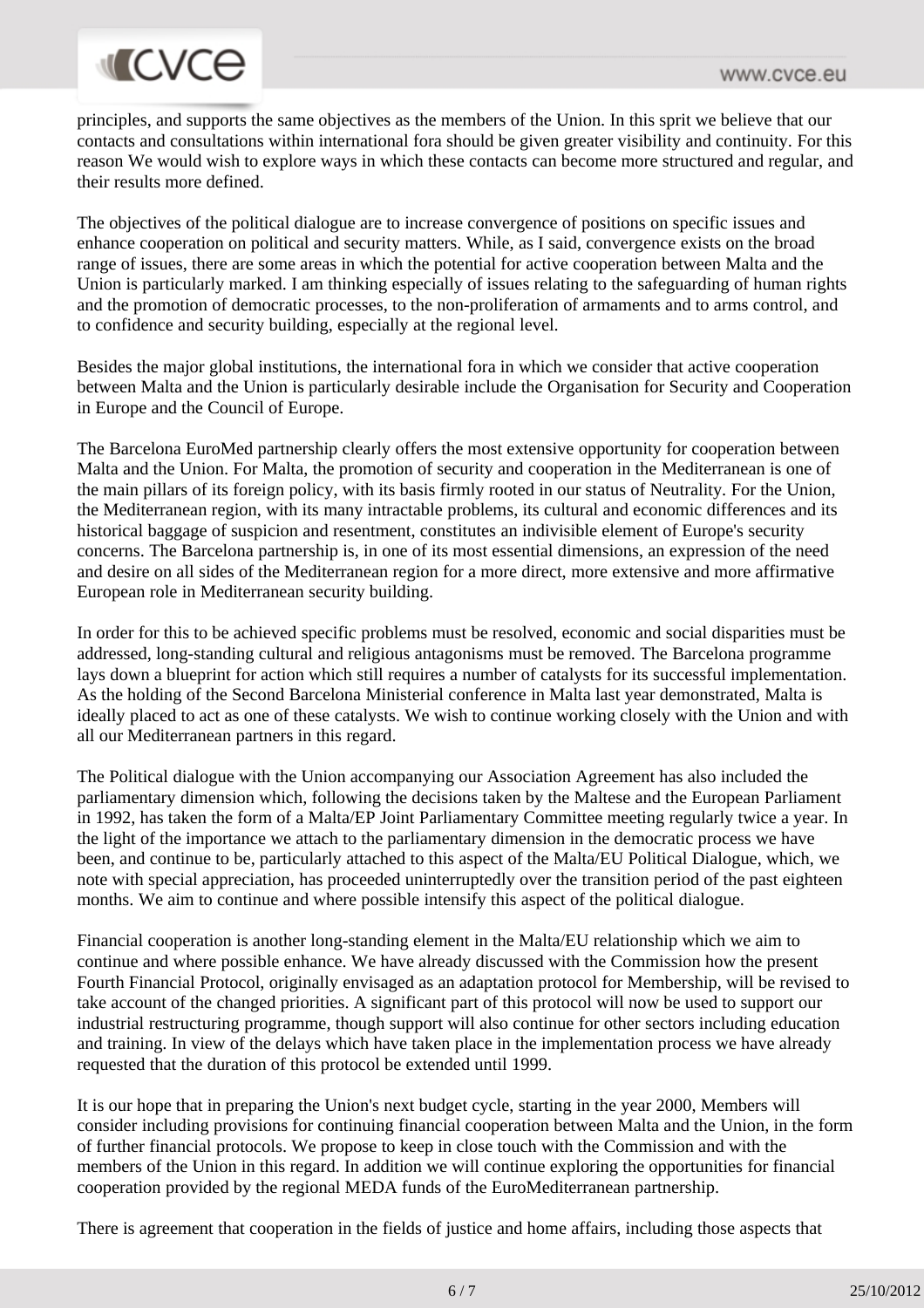principles, and supports the same objectives as the members of the Union. In this sprit we believe that our contacts and consultations within international fora should be given greater visibility and continuity. For this reason We would wish to explore ways in which these contacts can become more structured and regular, and their results more defined.

The objectives of the political dialogue are to increase convergence of positions on specific issues and enhance cooperation on political and security matters. While, as I said, convergence exists on the broad range of issues, there are some areas in which the potential for active cooperation between Malta and the Union is particularly marked. I am thinking especially of issues relating to the safeguarding of human rights and the promotion of democratic processes, to the non-proliferation of armaments and to arms control, and to confidence and security building, especially at the regional level.

Besides the major global institutions, the international fora in which we consider that active cooperation between Malta and the Union is particularly desirable include the Organisation for Security and Cooperation in Europe and the Council of Europe.

The Barcelona EuroMed partnership clearly offers the most extensive opportunity for cooperation between Malta and the Union. For Malta, the promotion of security and cooperation in the Mediterranean is one of the main pillars of its foreign policy, with its basis firmly rooted in our status of Neutrality. For the Union, the Mediterranean region, with its many intractable problems, its cultural and economic differences and its historical baggage of suspicion and resentment, constitutes an indivisible element of Europe's security concerns. The Barcelona partnership is, in one of its most essential dimensions, an expression of the need and desire on all sides of the Mediterranean region for a more direct, more extensive and more affirmative European role in Mediterranean security building.

In order for this to be achieved specific problems must be resolved, economic and social disparities must be addressed, long-standing cultural and religious antagonisms must be removed. The Barcelona programme lays down a blueprint for action which still requires a number of catalysts for its successful implementation. As the holding of the Second Barcelona Ministerial conference in Malta last year demonstrated, Malta is ideally placed to act as one of these catalysts. We wish to continue working closely with the Union and with all our Mediterranean partners in this regard.

The Political dialogue with the Union accompanying our Association Agreement has also included the parliamentary dimension which, following the decisions taken by the Maltese and the European Parliament in 1992, has taken the form of a Malta/EP Joint Parliamentary Committee meeting regularly twice a year. In the light of the importance we attach to the parliamentary dimension in the democratic process we have been, and continue to be, particularly attached to this aspect of the Malta/EU Political Dialogue, which, we note with special appreciation, has proceeded uninterruptedly over the transition period of the past eighteen months. We aim to continue and where possible intensify this aspect of the political dialogue.

Financial cooperation is another long-standing element in the Malta/EU relationship which we aim to continue and where possible enhance. We have already discussed with the Commission how the present Fourth Financial Protocol, originally envisaged as an adaptation protocol for Membership, will be revised to take account of the changed priorities. A significant part of this protocol will now be used to support our industrial restructuring programme, though support will also continue for other sectors including education and training. In view of the delays which have taken place in the implementation process we have already requested that the duration of this protocol be extended until 1999.

It is our hope that in preparing the Union's next budget cycle, starting in the year 2000, Members will consider including provisions for continuing financial cooperation between Malta and the Union, in the form of further financial protocols. We propose to keep in close touch with the Commission and with the members of the Union in this regard. In addition we will continue exploring the opportunities for financial cooperation provided by the regional MEDA funds of the EuroMediterranean partnership.

There is agreement that cooperation in the fields of justice and home affairs, including those aspects that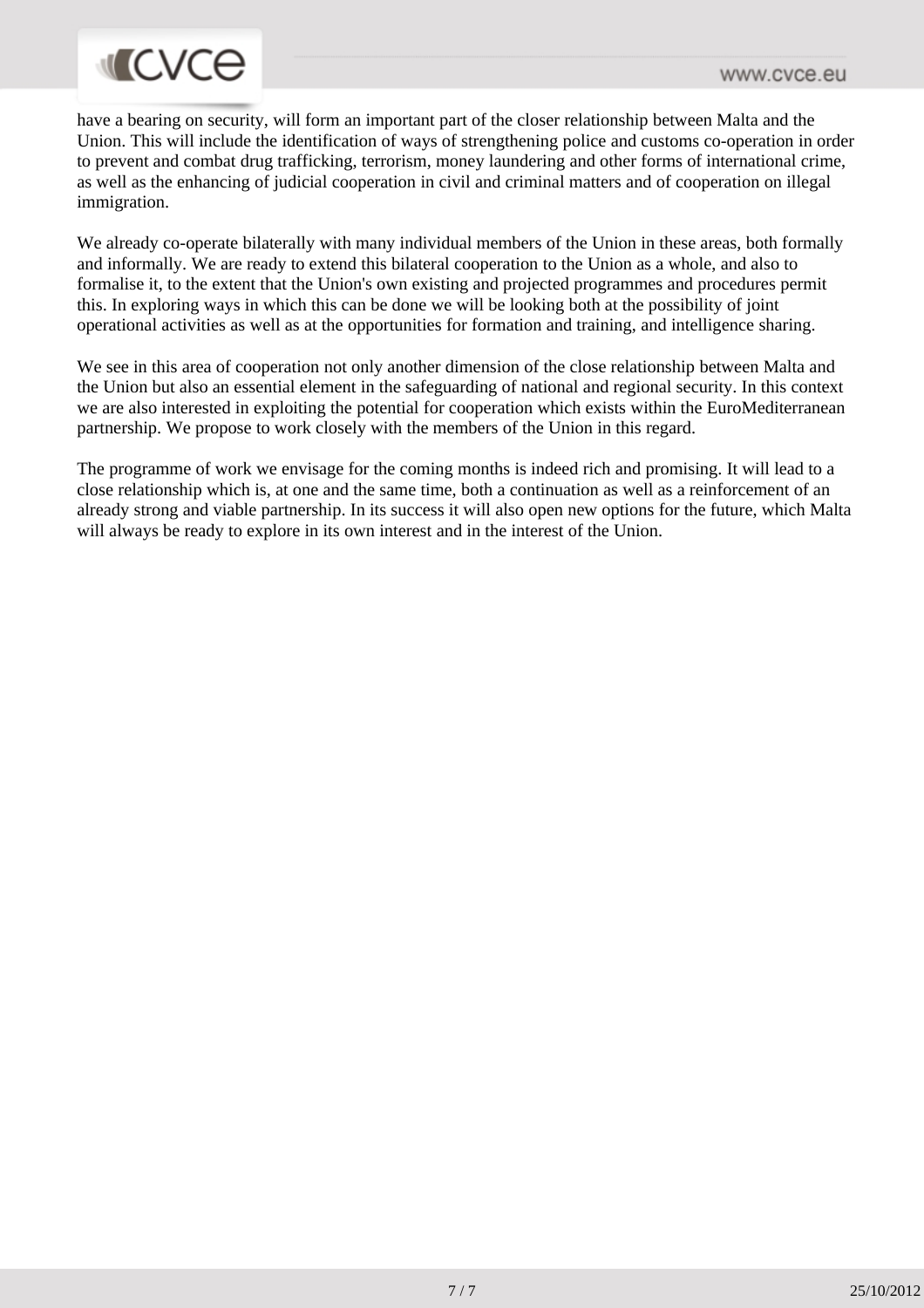have a bearing on security, will form an important part of the closer relationship between Malta and the Union. This will include the identification of ways of strengthening police and customs co-operation in order to prevent and combat drug trafficking, terrorism, money laundering and other forms of international crime, as well as the enhancing of judicial cooperation in civil and criminal matters and of cooperation on illegal immigration.

We already co-operate bilaterally with many individual members of the Union in these areas, both formally and informally. We are ready to extend this bilateral cooperation to the Union as a whole, and also to formalise it, to the extent that the Union's own existing and projected programmes and procedures permit this. In exploring ways in which this can be done we will be looking both at the possibility of joint operational activities as well as at the opportunities for formation and training, and intelligence sharing.

We see in this area of cooperation not only another dimension of the close relationship between Malta and the Union but also an essential element in the safeguarding of national and regional security. In this context we are also interested in exploiting the potential for cooperation which exists within the EuroMediterranean partnership. We propose to work closely with the members of the Union in this regard.

The programme of work we envisage for the coming months is indeed rich and promising. It will lead to a close relationship which is, at one and the same time, both a continuation as well as a reinforcement of an already strong and viable partnership. In its success it will also open new options for the future, which Malta will always be ready to explore in its own interest and in the interest of the Union.